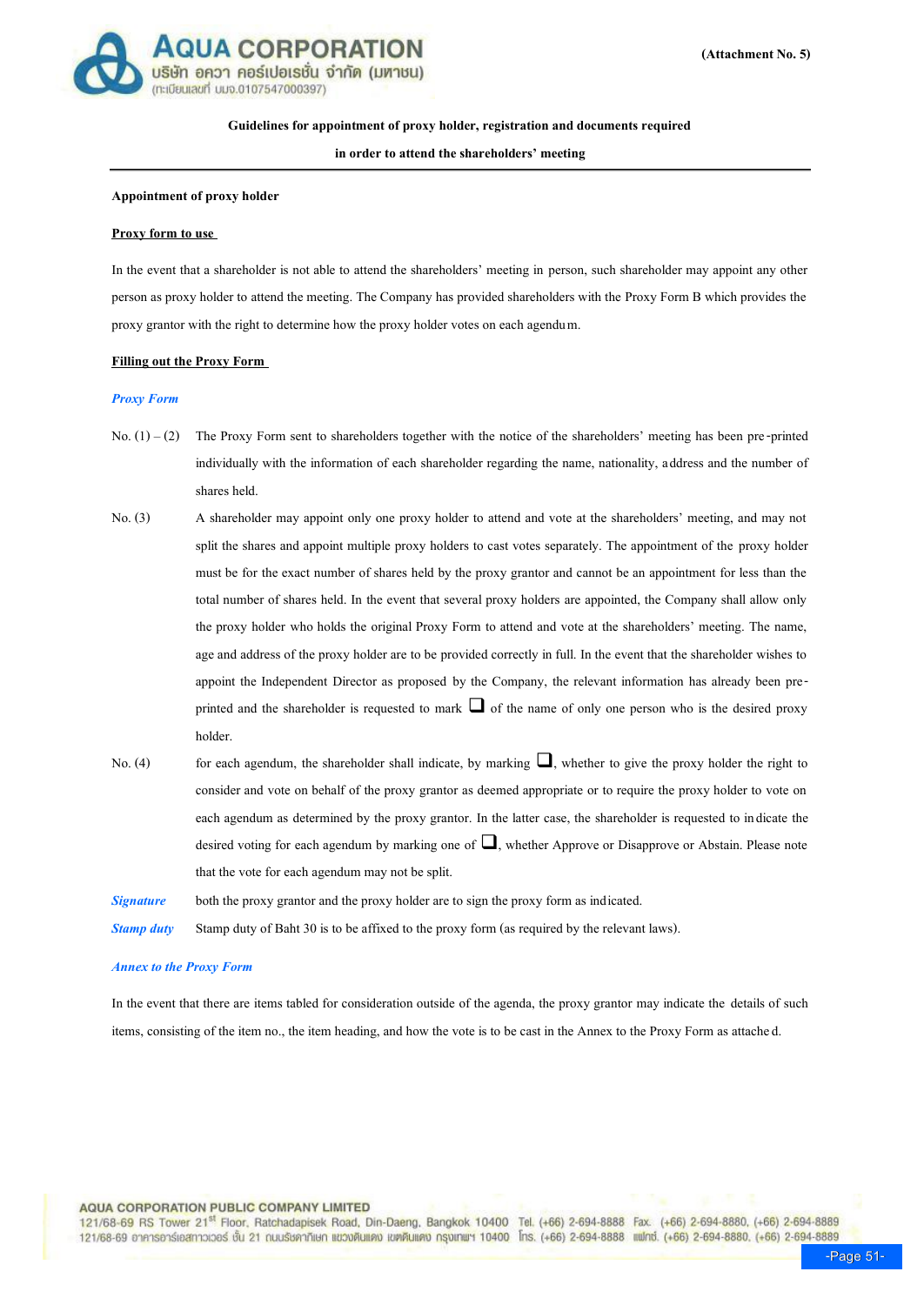(Attachment No. 5)

**Guidelines for appointment of proxy holder, registration and documents required**

**in order to attend the shareholders' meeting**

**Appointment of proxy holder**

**<u>Proxy form to use</u>**

In the event that a shareholder is not able to attend the shareholders' meeting in person, such shareholder may appoint any other person as proxy holder to attend the meeting. The Company has provided shareholders with the Proxy Form B which provides the proxy grantor with the right to determine how the proxy holder votes on each agendum.

**<u>Filling out the Proxy Form</u>**

***Proxy Form***

No. (1) – (2) The Proxy Form sent to shareholders together with the notice of the shareholders' meeting has been pre-printed individually with the information of each shareholder regarding the name, nationality, address and the number of shares held.

No. (3) A shareholder may appoint only one proxy holder to attend and vote at the shareholders' meeting, and may not split the shares and appoint multiple proxy holders to cast votes separately. The appointment of the proxy holder must be for the exact number of shares held by the proxy grantor and cannot be an appointment for less than the total number of shares held. In the event that several proxy holders are appointed, the Company shall allow only the proxy holder who holds the original Proxy Form to attend and vote at the shareholders' meeting. The name, age and address of the proxy holder are to be provided correctly in full. In the event that the shareholder wishes to appoint the Independent Director as proposed by the Company, the relevant information has already been pre-printed and the shareholder is requested to mark ❑ of the name of only one person who is the desired proxy holder.

No. (4) for each agendum, the shareholder shall indicate, by marking ❑, whether to give the proxy holder the right to consider and vote on behalf of the proxy grantor as deemed appropriate or to require the proxy holder to vote on each agendum as determined by the proxy grantor. In the latter case, the shareholder is requested to indicate the desired voting for each agendum by marking one of ❑, whether Approve or Disapprove or Abstain. Please note that the vote for each agendum may not be split.

***Signature*** both the proxy grantor and the proxy holder are to sign the proxy form as indicated.

***Stamp duty*** Stamp duty of Baht 30 is to be affixed to the proxy form (as required by the relevant laws).

***Annex to the Proxy Form***

In the event that there are items tabled for consideration outside of the agenda, the proxy grantor may indicate the details of such items, consisting of the item no., the item heading, and how the vote is to be cast in the Annex to the Proxy Form as attached.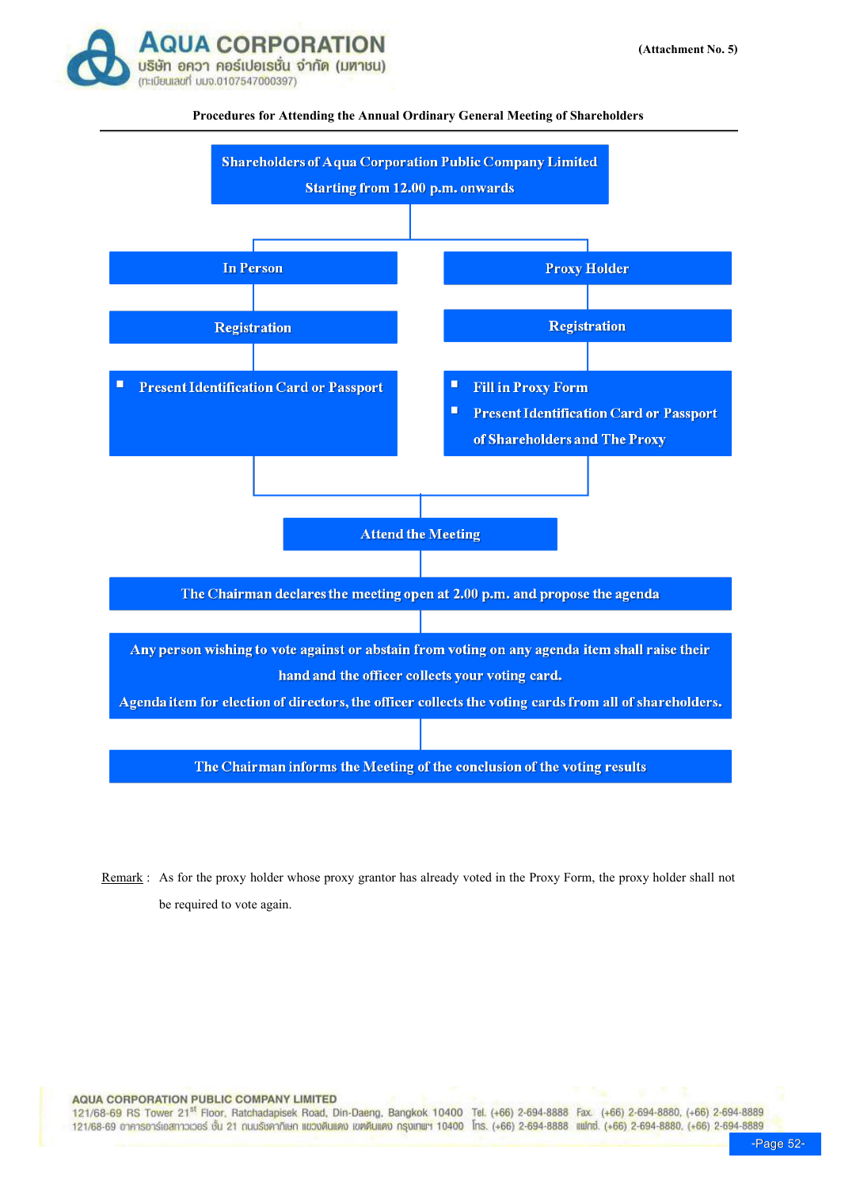(Attachment No. 5)

**Procedures for Attending the Annual Ordinary General Meeting of Shareholders**

**Shareholders of Aqua Corporation Public Company Limited**
**Starting from 12.00 p.m. onwards**

| In Person | Proxy Holder |
|---|---|
| Registration | Registration |
| ▪ Present Identification Card or Passport | ▪ Fill in Proxy Form<br>▪ Present Identification Card or Passport of Shareholders and The Proxy |

**Attend the Meeting**

**The Chairman declares the meeting open at 2.00 p.m. and propose the agenda**

**Any person wishing to vote against or abstain from voting on any agenda item shall raise their hand and the officer collects your voting card.**
**Agenda item for election of directors, the officer collects the voting cards from all of shareholders.**

**The Chairman informs the Meeting of the conclusion of the voting results**

Remark : As for the proxy holder whose proxy grantor has already voted in the Proxy Form, the proxy holder shall not be required to vote again.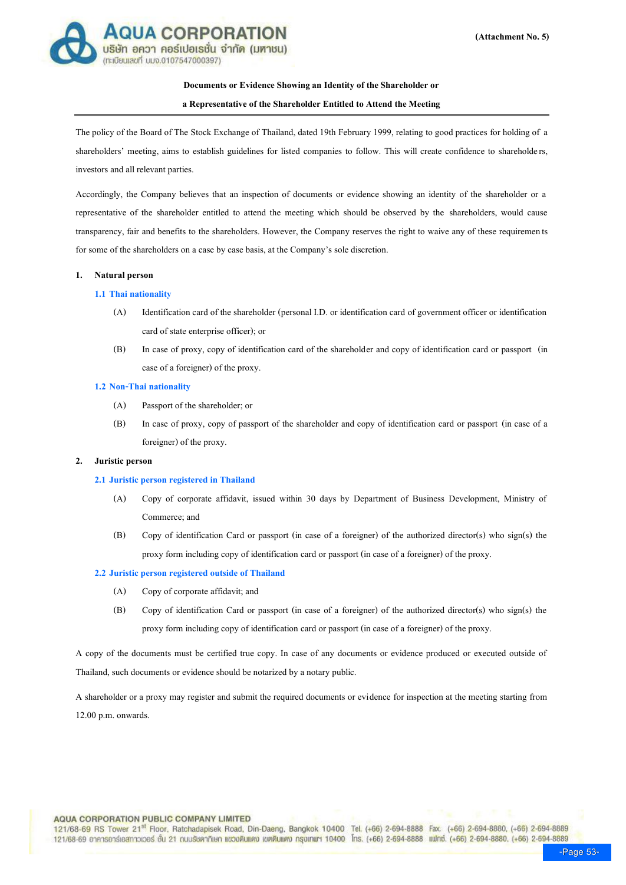(Attachment No. 5)

**Documents or Evidence Showing an Identity of the Shareholder or**

**a Representative of the Shareholder Entitled to Attend the Meeting**

The policy of the Board of The Stock Exchange of Thailand, dated 19th February 1999, relating to good practices for holding of a shareholders' meeting, aims to establish guidelines for listed companies to follow. This will create confidence to shareholders, investors and all relevant parties.

Accordingly, the Company believes that an inspection of documents or evidence showing an identity of the shareholder or a representative of the shareholder entitled to attend the meeting which should be observed by the shareholders, would cause transparency, fair and benefits to the shareholders. However, the Company reserves the right to waive any of these requirements for some of the shareholders on a case by case basis, at the Company's sole discretion.

**1. Natural person**

**1.1 Thai nationality**

(A) Identification card of the shareholder (personal I.D. or identification card of government officer or identification card of state enterprise officer); or

(B) In case of proxy, copy of identification card of the shareholder and copy of identification card or passport (in case of a foreigner) of the proxy.

**1.2 Non-Thai nationality**

(A) Passport of the shareholder; or

(B) In case of proxy, copy of passport of the shareholder and copy of identification card or passport (in case of a foreigner) of the proxy.

**2. Juristic person**

**2.1 Juristic person registered in Thailand**

(A) Copy of corporate affidavit, issued within 30 days by Department of Business Development, Ministry of Commerce; and

(B) Copy of identification Card or passport (in case of a foreigner) of the authorized director(s) who sign(s) the proxy form including copy of identification card or passport (in case of a foreigner) of the proxy.

**2.2 Juristic person registered outside of Thailand**

(A) Copy of corporate affidavit; and

(B) Copy of identification Card or passport (in case of a foreigner) of the authorized director(s) who sign(s) the proxy form including copy of identification card or passport (in case of a foreigner) of the proxy.

A copy of the documents must be certified true copy. In case of any documents or evidence produced or executed outside of Thailand, such documents or evidence should be notarized by a notary public.

A shareholder or a proxy may register and submit the required documents or evidence for inspection at the meeting starting from 12.00 p.m. onwards.